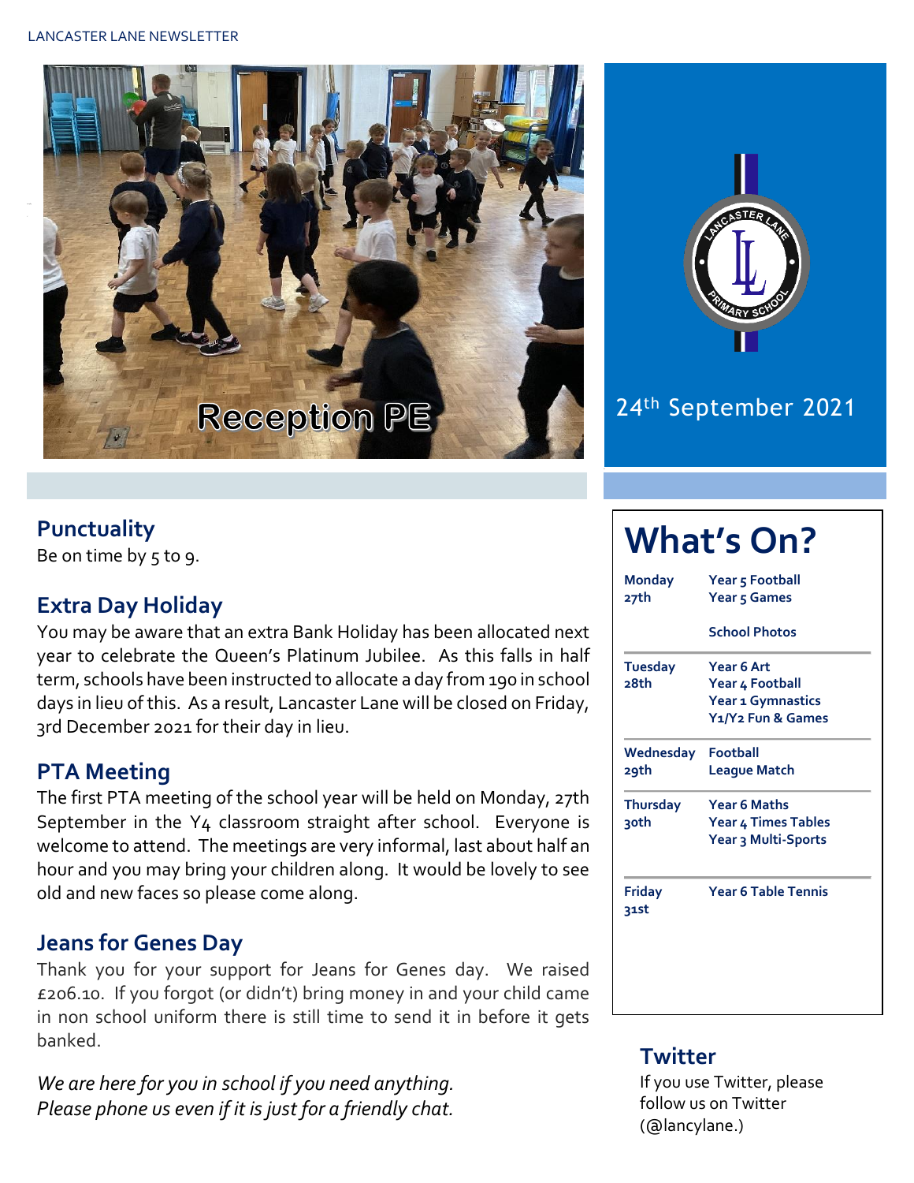# Lancaster Lane Newsletter

Reception PE

24th September 2021

## Punctuality

Be on time by 5 to 9.

## Extra Day Holiday

You may be aware that an extra Bank Holiday has been allocated next year to celebrate the Queen's Platinum Jubilee. As this falls in half term, schools have been instructed to allocate a day from 190 in school days in lieu of this. As a result, Lancaster Lane will be closed on Friday, 3rd December 2021 for their day in lieu.

## PTA Meeting

The first PTA meeting of the school year will be held on Monday, 27th September in the Y4 classroom straight after school. Everyone is welcome to attend. The meetings are very informal, last about half an hour and you may bring your children along. It would be lovely to see old and new faces so please come along.

## Jeans for Genes Day

Thank you for your support for Jeans for Genes day. We raised £206.10. If you forgot (or didn't) bring money in and your child came in non school uniform there is still time to send it in before it gets banked.

*We are here for you in school if you need anything. Please phone us even if it is just for a friendly chat.*

## What's On?

| Day | Events |
|---|---|
| **Monday 27th** | **Year 5 Football**<br>**Year 5 Games**<br>**School Photos** |
| **Tuesday 28th** | **Year 6 Art**<br>**Year 4 Football**<br>**Year 1 Gymnastics**<br>**Y1/Y2 Fun & Games** |
| **Wednesday 29th** | **Football League Match** |
| **Thursday 30th** | **Year 6 Maths**<br>**Year 4 Times Tables**<br>**Year 3 Multi-Sports** |
| **Friday 31st** | **Year 6 Table Tennis** |

## Twitter

If you use Twitter, please follow us on Twitter (@lancylane.)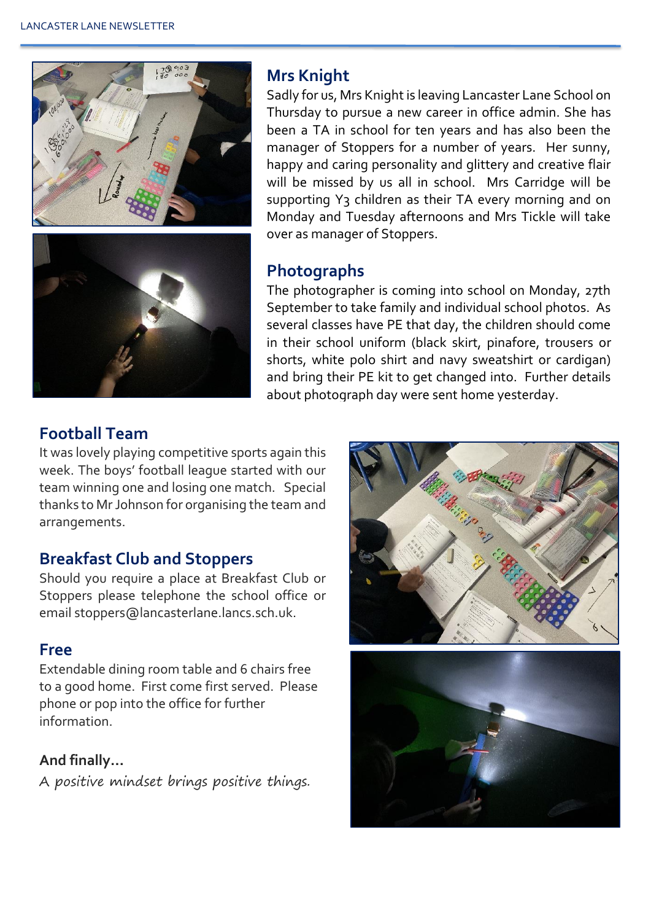## Mrs Knight

Sadly for us, Mrs Knight is leaving Lancaster Lane School on Thursday to pursue a new career in office admin. She has been a TA in school for ten years and has also been the manager of Stoppers for a number of years. Her sunny, happy and caring personality and glittery and creative flair will be missed by us all in school. Mrs Carridge will be supporting Y3 children as their TA every morning and on Monday and Tuesday afternoons and Mrs Tickle will take over as manager of Stoppers.

## Photographs

The photographer is coming into school on Monday, 27th September to take family and individual school photos. As several classes have PE that day, the children should come in their school uniform (black skirt, pinafore, trousers or shorts, white polo shirt and navy sweatshirt or cardigan) and bring their PE kit to get changed into. Further details about photograph day were sent home yesterday.

## Football Team

It was lovely playing competitive sports again this week. The boys' football league started with our team winning one and losing one match. Special thanks to Mr Johnson for organising the team and arrangements.

## Breakfast Club and Stoppers

Should you require a place at Breakfast Club or Stoppers please telephone the school office or email stoppers@lancasterlane.lancs.sch.uk.

## Free

Extendable dining room table and 6 chairs free to a good home. First come first served. Please phone or pop into the office for further information.

**And finally…**

*A positive mindset brings positive things.*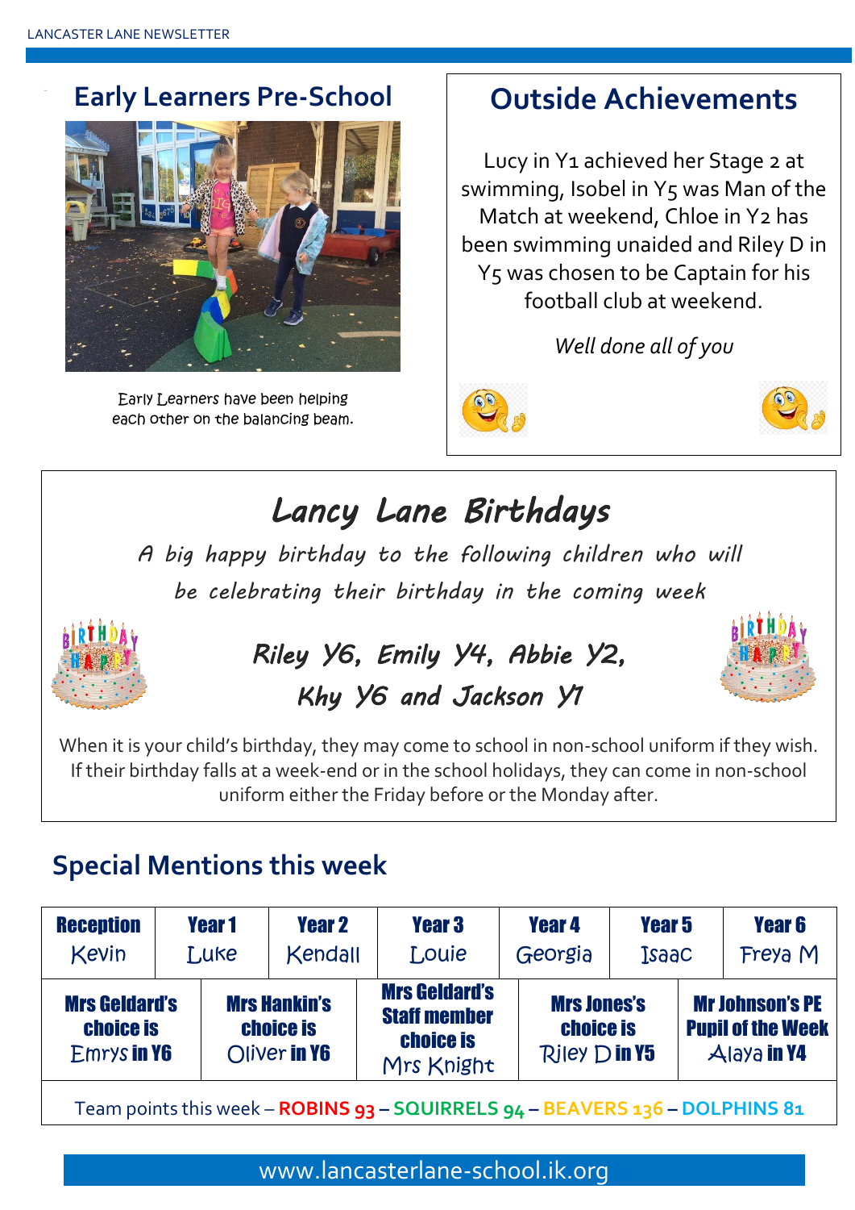## Early Learners Pre-School

Early Learners have been helping each other on the balancing beam.

## Outside Achievements

Lucy in Y1 achieved her Stage 2 at swimming, Isobel in Y5 was Man of the Match at weekend, Chloe in Y2 has been swimming unaided and Riley D in Y5 was chosen to be Captain for his football club at weekend.

*Well done all of you*

## Lancy Lane Birthdays

*A big happy birthday to the following children who will be celebrating their birthday in the coming week*

**Riley Y6, Emily Y4, Abbie Y2, Khy Y6 and Jackson Y1**

When it is your child's birthday, they may come to school in non-school uniform if they wish. If their birthday falls at a week-end or in the school holidays, they can come in non-school uniform either the Friday before or the Monday after.

## Special Mentions this week

| Reception | Year 1 | Year 2 | Year 3 | Year 4 | Year 5 | Year 6 |
|---|---|---|---|---|---|---|
| Kevin | Luke | Kendall | Louie | Georgia | Isaac | Freya M |

| Mrs Geldard's choice is | Mrs Hankin's choice is | Mrs Geldard's Staff member choice is | Mrs Jones's choice is | Mr Johnson's PE Pupil of the Week |
|---|---|---|---|---|
| Emrys in Y6 | Oliver in Y6 | Mrs Knight | Riley D in Y5 | Alaya in Y4 |

Team points this week – **ROBINS 93** – **SQUIRRELS 94** – **BEAVERS 136** – **DOLPHINS 81**

www.lancasterlane-school.ik.org